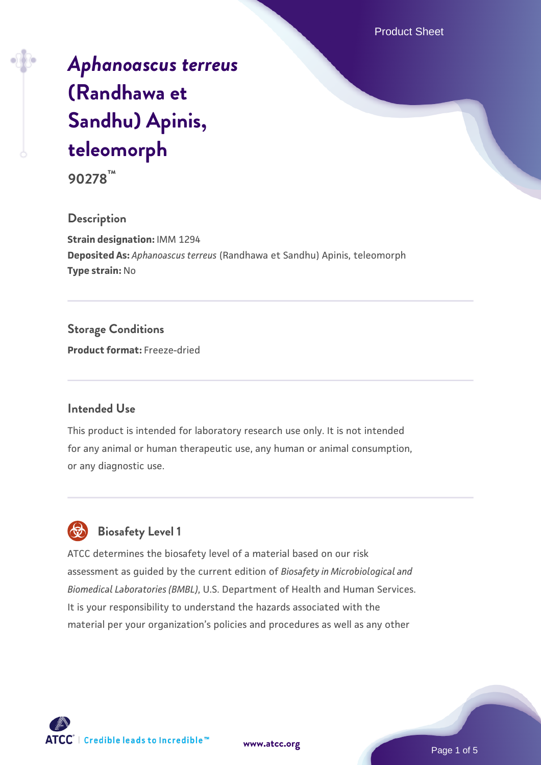# *Aphanoascus terreus* (Randhawa et Sandhu) Apinis, teleomorph

**90278™**

## Description

**Strain designation:** IMM 1294
**Deposited As:** *Aphanoascus terreus* (Randhawa et Sandhu) Apinis, teleomorph
**Type strain:** No

## Storage Conditions

**Product format:** Freeze-dried

## Intended Use

This product is intended for laboratory research use only. It is not intended for any animal or human therapeutic use, any human or animal consumption, or any diagnostic use.

## Biosafety Level 1

ATCC determines the biosafety level of a material based on our risk assessment as guided by the current edition of *Biosafety in Microbiological and Biomedical Laboratories (BMBL)*, U.S. Department of Health and Human Services. It is your responsibility to understand the hazards associated with the material per your organization's policies and procedures as well as any other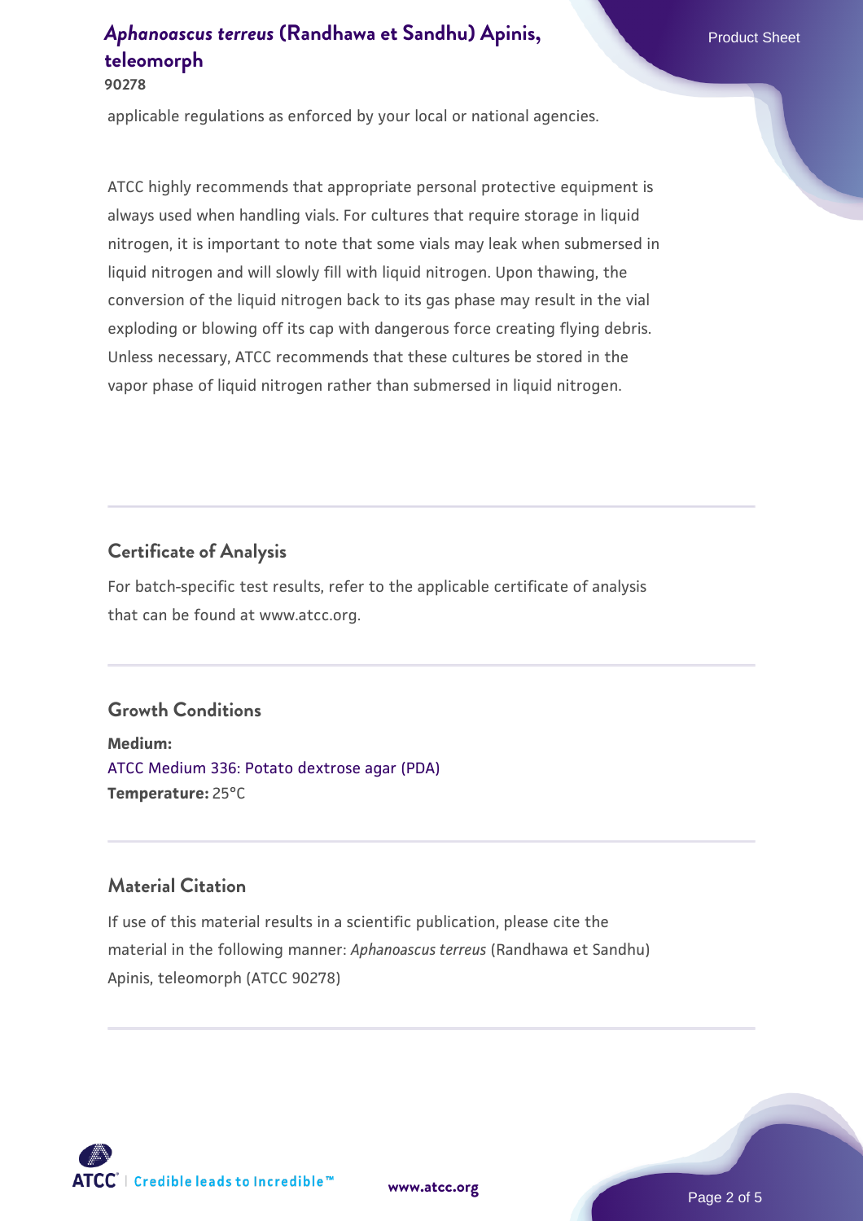applicable regulations as enforced by your local or national agencies.

ATCC highly recommends that appropriate personal protective equipment is always used when handling vials. For cultures that require storage in liquid nitrogen, it is important to note that some vials may leak when submersed in liquid nitrogen and will slowly fill with liquid nitrogen. Upon thawing, the conversion of the liquid nitrogen back to its gas phase may result in the vial exploding or blowing off its cap with dangerous force creating flying debris. Unless necessary, ATCC recommends that these cultures be stored in the vapor phase of liquid nitrogen rather than submersed in liquid nitrogen.

## Certificate of Analysis

For batch-specific test results, refer to the applicable certificate of analysis that can be found at www.atcc.org.

## Growth Conditions

**Medium:**
ATCC Medium 336: Potato dextrose agar (PDA)
**Temperature:** 25°C

## Material Citation

If use of this material results in a scientific publication, please cite the material in the following manner: *Aphanoascus terreus* (Randhawa et Sandhu) Apinis, teleomorph (ATCC 90278)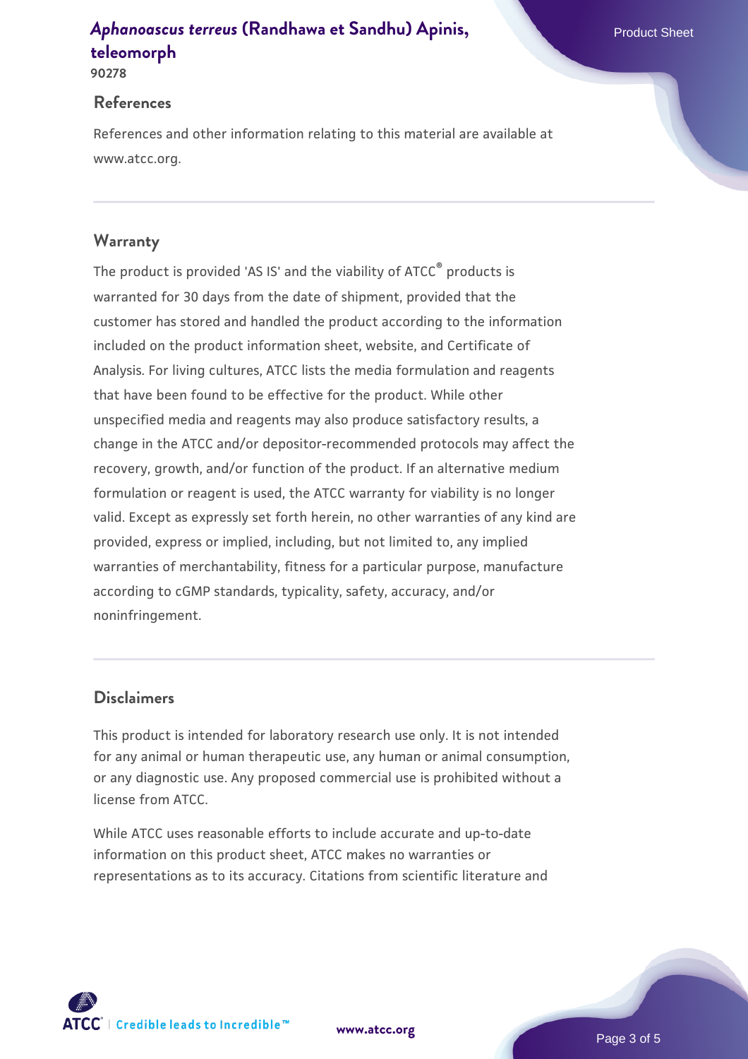## References

References and other information relating to this material are available at www.atcc.org.

## Warranty

The product is provided 'AS IS' and the viability of ATCC® products is warranted for 30 days from the date of shipment, provided that the customer has stored and handled the product according to the information included on the product information sheet, website, and Certificate of Analysis. For living cultures, ATCC lists the media formulation and reagents that have been found to be effective for the product. While other unspecified media and reagents may also produce satisfactory results, a change in the ATCC and/or depositor-recommended protocols may affect the recovery, growth, and/or function of the product. If an alternative medium formulation or reagent is used, the ATCC warranty for viability is no longer valid. Except as expressly set forth herein, no other warranties of any kind are provided, express or implied, including, but not limited to, any implied warranties of merchantability, fitness for a particular purpose, manufacture according to cGMP standards, typicality, safety, accuracy, and/or noninfringement.

## Disclaimers

This product is intended for laboratory research use only. It is not intended for any animal or human therapeutic use, any human or animal consumption, or any diagnostic use. Any proposed commercial use is prohibited without a license from ATCC.

While ATCC uses reasonable efforts to include accurate and up-to-date information on this product sheet, ATCC makes no warranties or representations as to its accuracy. Citations from scientific literature and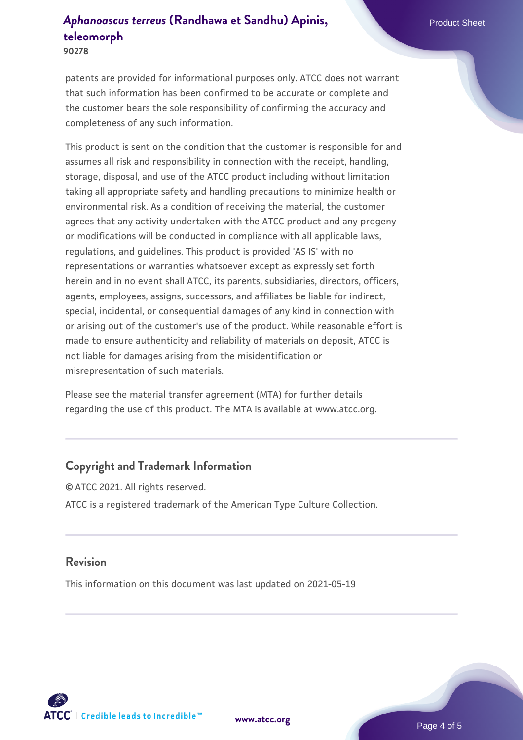patents are provided for informational purposes only. ATCC does not warrant that such information has been confirmed to be accurate or complete and the customer bears the sole responsibility of confirming the accuracy and completeness of any such information.

This product is sent on the condition that the customer is responsible for and assumes all risk and responsibility in connection with the receipt, handling, storage, disposal, and use of the ATCC product including without limitation taking all appropriate safety and handling precautions to minimize health or environmental risk. As a condition of receiving the material, the customer agrees that any activity undertaken with the ATCC product and any progeny or modifications will be conducted in compliance with all applicable laws, regulations, and guidelines. This product is provided 'AS IS' with no representations or warranties whatsoever except as expressly set forth herein and in no event shall ATCC, its parents, subsidiaries, directors, officers, agents, employees, assigns, successors, and affiliates be liable for indirect, special, incidental, or consequential damages of any kind in connection with or arising out of the customer's use of the product. While reasonable effort is made to ensure authenticity and reliability of materials on deposit, ATCC is not liable for damages arising from the misidentification or misrepresentation of such materials.

Please see the material transfer agreement (MTA) for further details regarding the use of this product. The MTA is available at www.atcc.org.

## Copyright and Trademark Information

© ATCC 2021. All rights reserved.

ATCC is a registered trademark of the American Type Culture Collection.

## Revision

This information on this document was last updated on 2021-05-19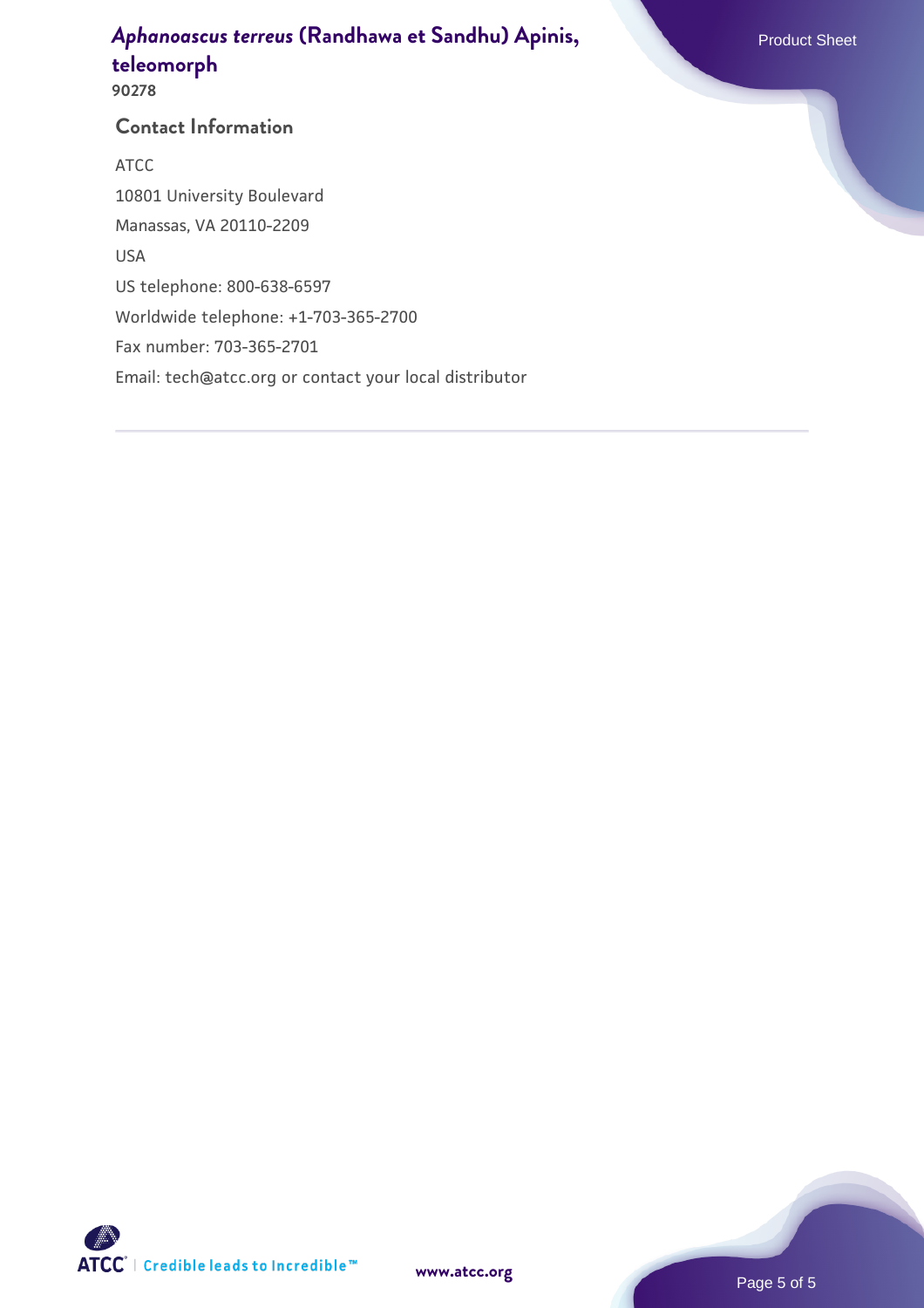## Contact Information

ATCC

10801 University Boulevard

Manassas, VA 20110-2209

USA

US telephone: 800-638-6597

Worldwide telephone: +1-703-365-2700

Fax number: 703-365-2701

Email: tech@atcc.org or contact your local distributor